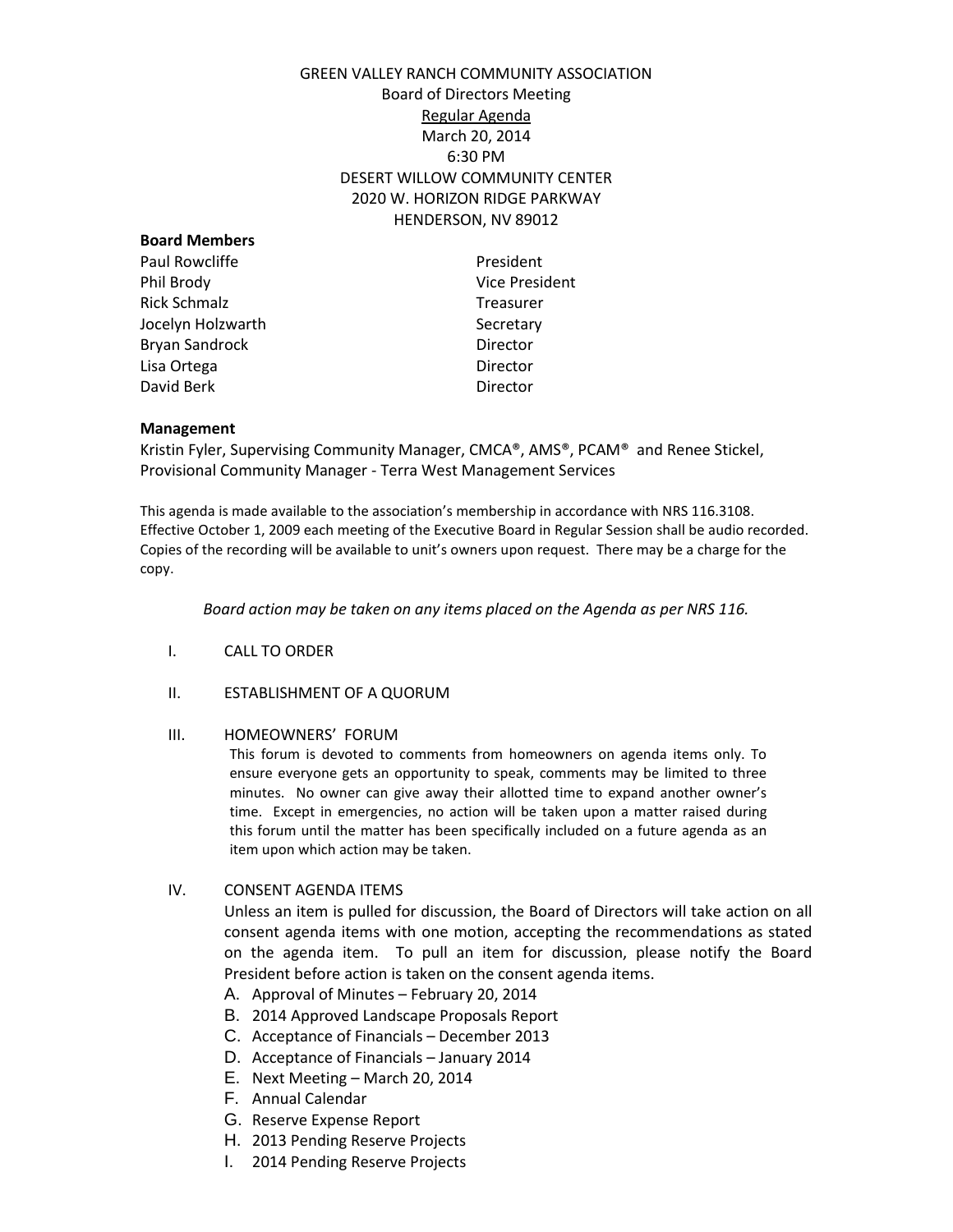# GREEN VALLEY RANCH COMMUNITY ASSOCIATION

Board of Directors Meeting

Regular Agenda

March 20, 2014

6:30 PM

DESERT WILLOW COMMUNITY CENTER

2020 W. HORIZON RIDGE PARKWAY

HENDERSON, NV 89012

**Board Members**

| | |
|---|---|
| Paul Rowcliffe | President |
| Phil Brody | Vice President |
| Rick Schmalz | Treasurer |
| Jocelyn Holzwarth | Secretary |
| Bryan Sandrock | Director |
| Lisa Ortega | Director |
| David Berk | Director |

**Management**

Kristin Fyler, Supervising Community Manager, CMCA®, AMS®, PCAM® and Renee Stickel, Provisional Community Manager - Terra West Management Services

This agenda is made available to the association's membership in accordance with NRS 116.3108. Effective October 1, 2009 each meeting of the Executive Board in Regular Session shall be audio recorded. Copies of the recording will be available to unit's owners upon request. There may be a charge for the copy.

*Board action may be taken on any items placed on the Agenda as per NRS 116.*

I. CALL TO ORDER

II. ESTABLISHMENT OF A QUORUM

III. HOMEOWNERS' FORUM

This forum is devoted to comments from homeowners on agenda items only. To ensure everyone gets an opportunity to speak, comments may be limited to three minutes. No owner can give away their allotted time to expand another owner's time. Except in emergencies, no action will be taken upon a matter raised during this forum until the matter has been specifically included on a future agenda as an item upon which action may be taken.

IV. CONSENT AGENDA ITEMS

Unless an item is pulled for discussion, the Board of Directors will take action on all consent agenda items with one motion, accepting the recommendations as stated on the agenda item. To pull an item for discussion, please notify the Board President before action is taken on the consent agenda items.

A. Approval of Minutes – February 20, 2014
B. 2014 Approved Landscape Proposals Report
C. Acceptance of Financials – December 2013
D. Acceptance of Financials – January 2014
E. Next Meeting – March 20, 2014
F. Annual Calendar
G. Reserve Expense Report
H. 2013 Pending Reserve Projects
I. 2014 Pending Reserve Projects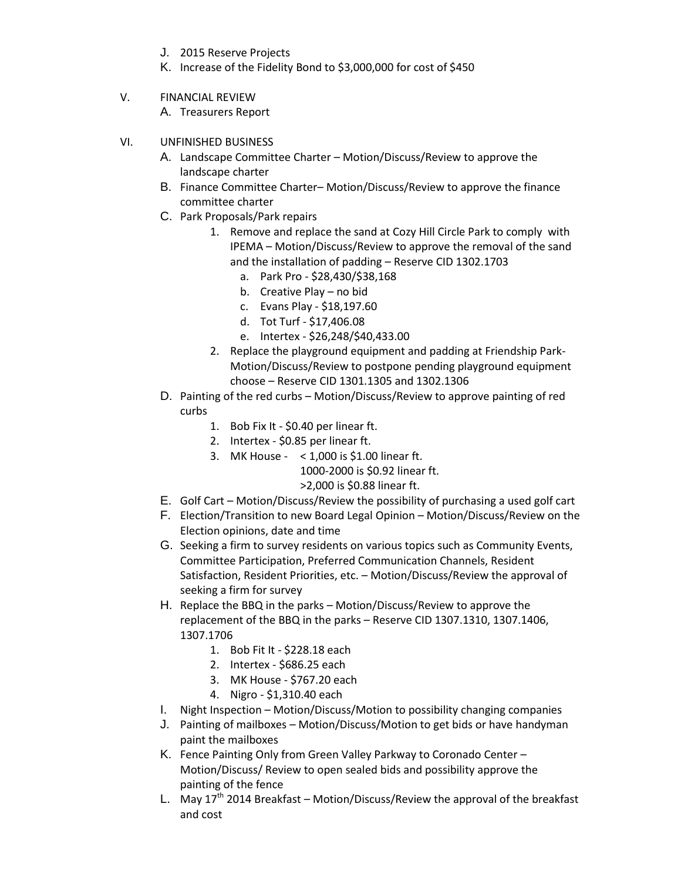J. 2015 Reserve Projects
K. Increase of the Fidelity Bond to $3,000,000 for cost of $450

V. FINANCIAL REVIEW
   A. Treasurers Report

VI. UNFINISHED BUSINESS
   A. Landscape Committee Charter – Motion/Discuss/Review to approve the landscape charter
   B. Finance Committee Charter– Motion/Discuss/Review to approve the finance committee charter
   C. Park Proposals/Park repairs
      1. Remove and replace the sand at Cozy Hill Circle Park to comply with IPEMA – Motion/Discuss/Review to approve the removal of the sand and the installation of padding – Reserve CID 1302.1703
         a. Park Pro - $28,430/$38,168
         b. Creative Play – no bid
         c. Evans Play - $18,197.60
         d. Tot Turf - $17,406.08
         e. Intertex - $26,248/$40,433.00
      2. Replace the playground equipment and padding at Friendship Park- Motion/Discuss/Review to postpone pending playground equipment choose – Reserve CID 1301.1305 and 1302.1306
   D. Painting of the red curbs – Motion/Discuss/Review to approve painting of red curbs
      1. Bob Fix It - $0.40 per linear ft.
      2. Intertex - $0.85 per linear ft.
      3. MK House - < 1,000 is $1.00 linear ft.
         1000-2000 is $0.92 linear ft.
         >2,000 is $0.88 linear ft.
   E. Golf Cart – Motion/Discuss/Review the possibility of purchasing a used golf cart
   F. Election/Transition to new Board Legal Opinion – Motion/Discuss/Review on the Election opinions, date and time
   G. Seeking a firm to survey residents on various topics such as Community Events, Committee Participation, Preferred Communication Channels, Resident Satisfaction, Resident Priorities, etc. – Motion/Discuss/Review the approval of seeking a firm for survey
   H. Replace the BBQ in the parks – Motion/Discuss/Review to approve the replacement of the BBQ in the parks – Reserve CID 1307.1310, 1307.1406, 1307.1706
      1. Bob Fit It - $228.18 each
      2. Intertex - $686.25 each
      3. MK House - $767.20 each
      4. Nigro - $1,310.40 each
   I. Night Inspection – Motion/Discuss/Motion to possibility changing companies
   J. Painting of mailboxes – Motion/Discuss/Motion to get bids or have handyman paint the mailboxes
   K. Fence Painting Only from Green Valley Parkway to Coronado Center – Motion/Discuss/ Review to open sealed bids and possibility approve the painting of the fence
   L. May 17th 2014 Breakfast – Motion/Discuss/Review the approval of the breakfast and cost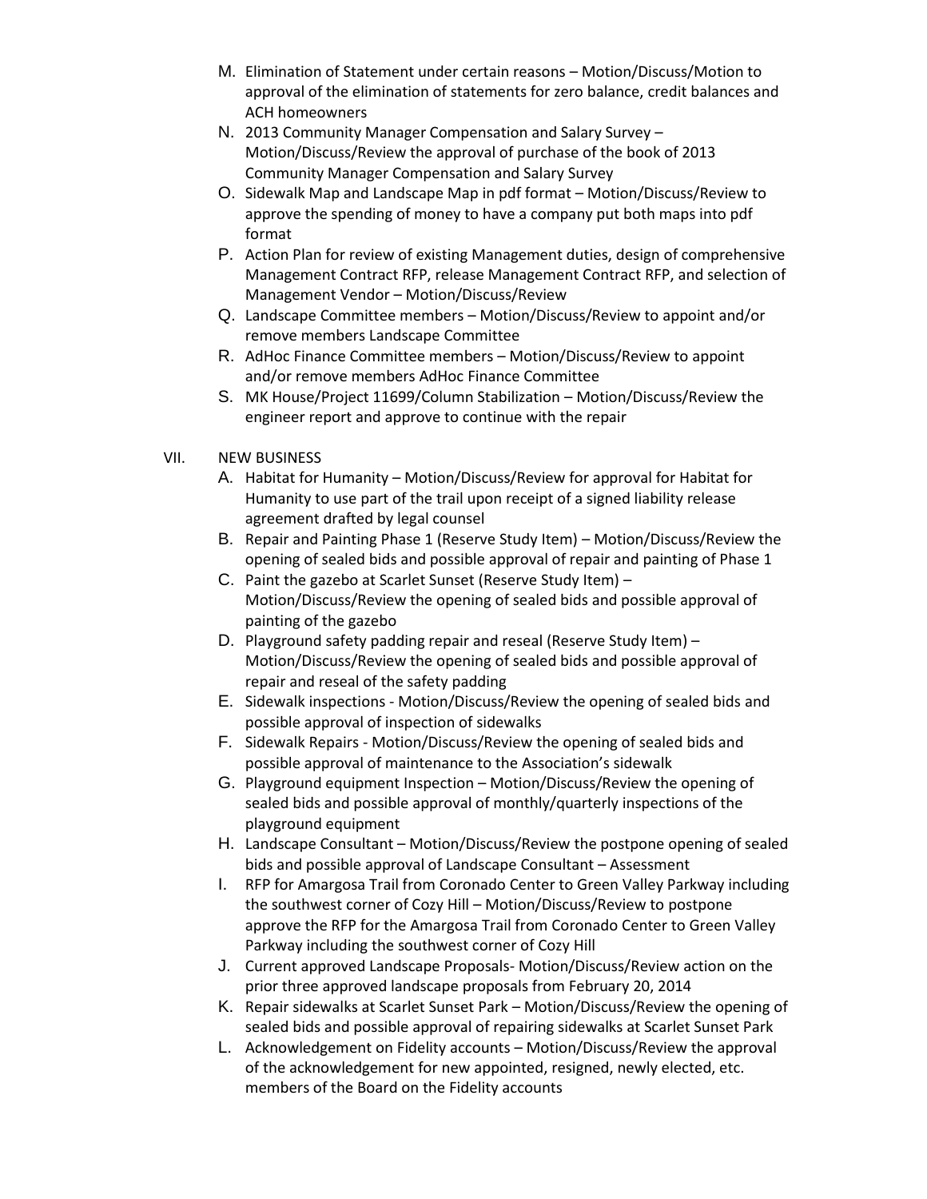M. Elimination of Statement under certain reasons – Motion/Discuss/Motion to approval of the elimination of statements for zero balance, credit balances and ACH homeowners

N. 2013 Community Manager Compensation and Salary Survey – Motion/Discuss/Review the approval of purchase of the book of 2013 Community Manager Compensation and Salary Survey

O. Sidewalk Map and Landscape Map in pdf format – Motion/Discuss/Review to approve the spending of money to have a company put both maps into pdf format

P. Action Plan for review of existing Management duties, design of comprehensive Management Contract RFP, release Management Contract RFP, and selection of Management Vendor – Motion/Discuss/Review

Q. Landscape Committee members – Motion/Discuss/Review to appoint and/or remove members Landscape Committee

R. AdHoc Finance Committee members – Motion/Discuss/Review to appoint and/or remove members AdHoc Finance Committee

S. MK House/Project 11699/Column Stabilization – Motion/Discuss/Review the engineer report and approve to continue with the repair

VII. NEW BUSINESS

A. Habitat for Humanity – Motion/Discuss/Review for approval for Habitat for Humanity to use part of the trail upon receipt of a signed liability release agreement drafted by legal counsel

B. Repair and Painting Phase 1 (Reserve Study Item) – Motion/Discuss/Review the opening of sealed bids and possible approval of repair and painting of Phase 1

C. Paint the gazebo at Scarlet Sunset (Reserve Study Item) – Motion/Discuss/Review the opening of sealed bids and possible approval of painting of the gazebo

D. Playground safety padding repair and reseal (Reserve Study Item) – Motion/Discuss/Review the opening of sealed bids and possible approval of repair and reseal of the safety padding

E. Sidewalk inspections - Motion/Discuss/Review the opening of sealed bids and possible approval of inspection of sidewalks

F. Sidewalk Repairs - Motion/Discuss/Review the opening of sealed bids and possible approval of maintenance to the Association's sidewalk

G. Playground equipment Inspection – Motion/Discuss/Review the opening of sealed bids and possible approval of monthly/quarterly inspections of the playground equipment

H. Landscape Consultant – Motion/Discuss/Review the postpone opening of sealed bids and possible approval of Landscape Consultant – Assessment

I. RFP for Amargosa Trail from Coronado Center to Green Valley Parkway including the southwest corner of Cozy Hill – Motion/Discuss/Review to postpone approve the RFP for the Amargosa Trail from Coronado Center to Green Valley Parkway including the southwest corner of Cozy Hill

J. Current approved Landscape Proposals- Motion/Discuss/Review action on the prior three approved landscape proposals from February 20, 2014

K. Repair sidewalks at Scarlet Sunset Park – Motion/Discuss/Review the opening of sealed bids and possible approval of repairing sidewalks at Scarlet Sunset Park

L. Acknowledgement on Fidelity accounts – Motion/Discuss/Review the approval of the acknowledgement for new appointed, resigned, newly elected, etc. members of the Board on the Fidelity accounts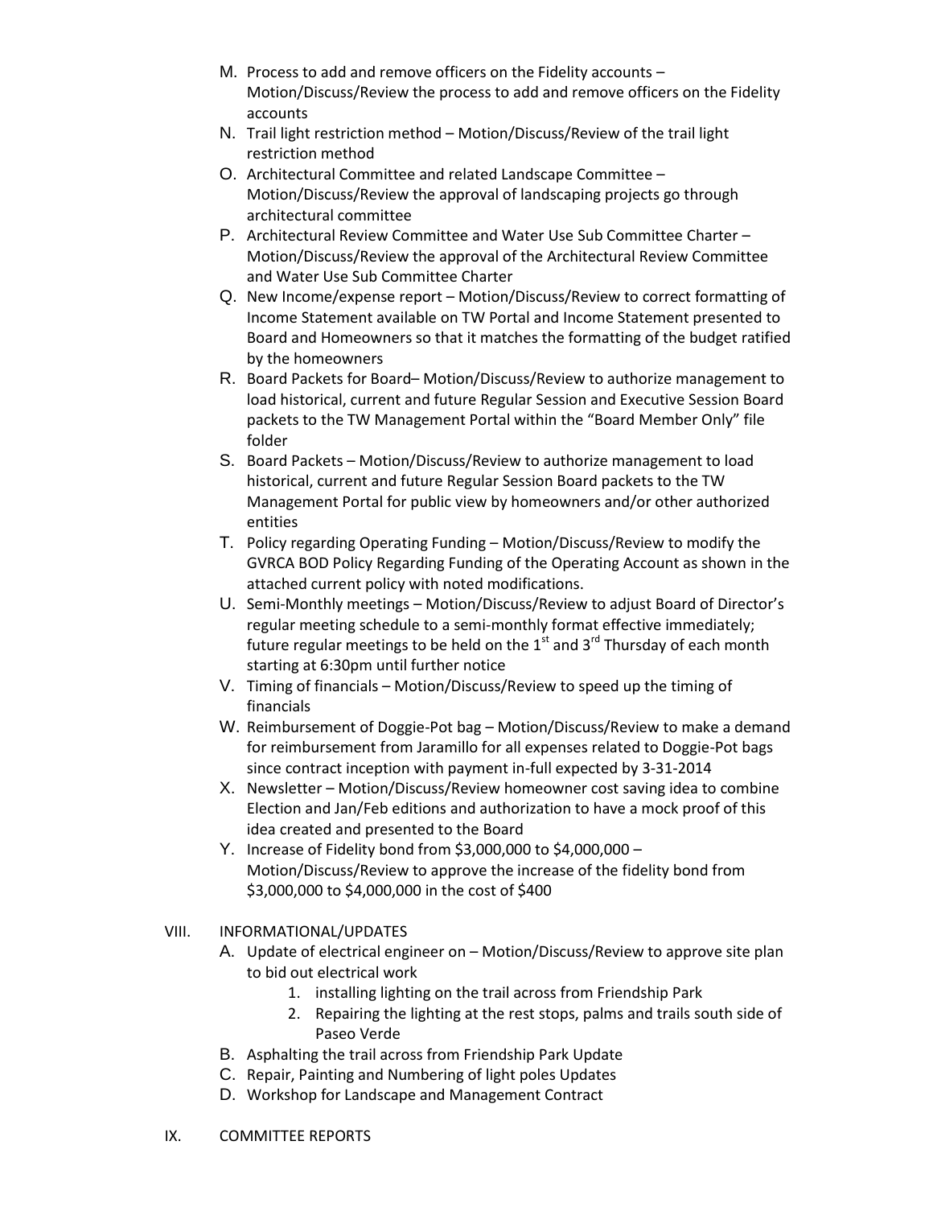M. Process to add and remove officers on the Fidelity accounts – Motion/Discuss/Review the process to add and remove officers on the Fidelity accounts
N. Trail light restriction method – Motion/Discuss/Review of the trail light restriction method
O. Architectural Committee and related Landscape Committee – Motion/Discuss/Review the approval of landscaping projects go through architectural committee
P. Architectural Review Committee and Water Use Sub Committee Charter – Motion/Discuss/Review the approval of the Architectural Review Committee and Water Use Sub Committee Charter
Q. New Income/expense report – Motion/Discuss/Review to correct formatting of Income Statement available on TW Portal and Income Statement presented to Board and Homeowners so that it matches the formatting of the budget ratified by the homeowners
R. Board Packets for Board– Motion/Discuss/Review to authorize management to load historical, current and future Regular Session and Executive Session Board packets to the TW Management Portal within the "Board Member Only" file folder
S. Board Packets – Motion/Discuss/Review to authorize management to load historical, current and future Regular Session Board packets to the TW Management Portal for public view by homeowners and/or other authorized entities
T. Policy regarding Operating Funding – Motion/Discuss/Review to modify the GVRCA BOD Policy Regarding Funding of the Operating Account as shown in the attached current policy with noted modifications.
U. Semi-Monthly meetings – Motion/Discuss/Review to adjust Board of Director's regular meeting schedule to a semi-monthly format effective immediately; future regular meetings to be held on the 1st and 3rd Thursday of each month starting at 6:30pm until further notice
V. Timing of financials – Motion/Discuss/Review to speed up the timing of financials
W. Reimbursement of Doggie-Pot bag – Motion/Discuss/Review to make a demand for reimbursement from Jaramillo for all expenses related to Doggie-Pot bags since contract inception with payment in-full expected by 3-31-2014
X. Newsletter – Motion/Discuss/Review homeowner cost saving idea to combine Election and Jan/Feb editions and authorization to have a mock proof of this idea created and presented to the Board
Y. Increase of Fidelity bond from $3,000,000 to $4,000,000 – Motion/Discuss/Review to approve the increase of the fidelity bond from $3,000,000 to $4,000,000 in the cost of $400

VIII. INFORMATIONAL/UPDATES

A. Update of electrical engineer on – Motion/Discuss/Review to approve site plan to bid out electrical work
    1. installing lighting on the trail across from Friendship Park
    2. Repairing the lighting at the rest stops, palms and trails south side of Paseo Verde
B. Asphalting the trail across from Friendship Park Update
C. Repair, Painting and Numbering of light poles Updates
D. Workshop for Landscape and Management Contract

IX. COMMITTEE REPORTS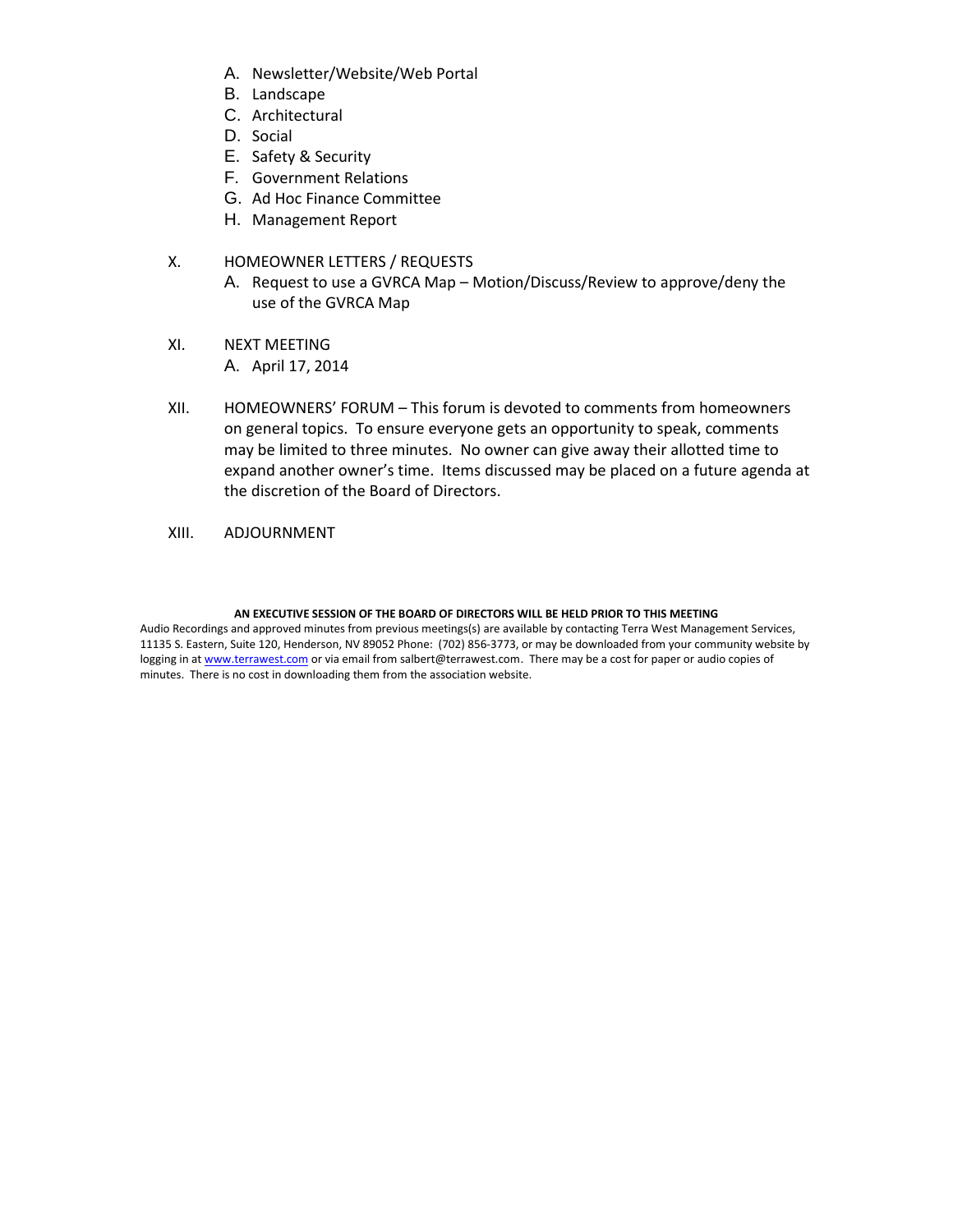A. Newsletter/Website/Web Portal
B. Landscape
C. Architectural
D. Social
E. Safety & Security
F. Government Relations
G. Ad Hoc Finance Committee
H. Management Report

X. HOMEOWNER LETTERS / REQUESTS
   A. Request to use a GVRCA Map – Motion/Discuss/Review to approve/deny the use of the GVRCA Map

XI. NEXT MEETING
   A. April 17, 2014

XII. HOMEOWNERS' FORUM – This forum is devoted to comments from homeowners on general topics. To ensure everyone gets an opportunity to speak, comments may be limited to three minutes. No owner can give away their allotted time to expand another owner's time. Items discussed may be placed on a future agenda at the discretion of the Board of Directors.

XIII. ADJOURNMENT

**AN EXECUTIVE SESSION OF THE BOARD OF DIRECTORS WILL BE HELD PRIOR TO THIS MEETING**

Audio Recordings and approved minutes from previous meetings(s) are available by contacting Terra West Management Services, 11135 S. Eastern, Suite 120, Henderson, NV 89052 Phone: (702) 856-3773, or may be downloaded from your community website by logging in at www.terrawest.com or via email from salbert@terrawest.com. There may be a cost for paper or audio copies of minutes. There is no cost in downloading them from the association website.